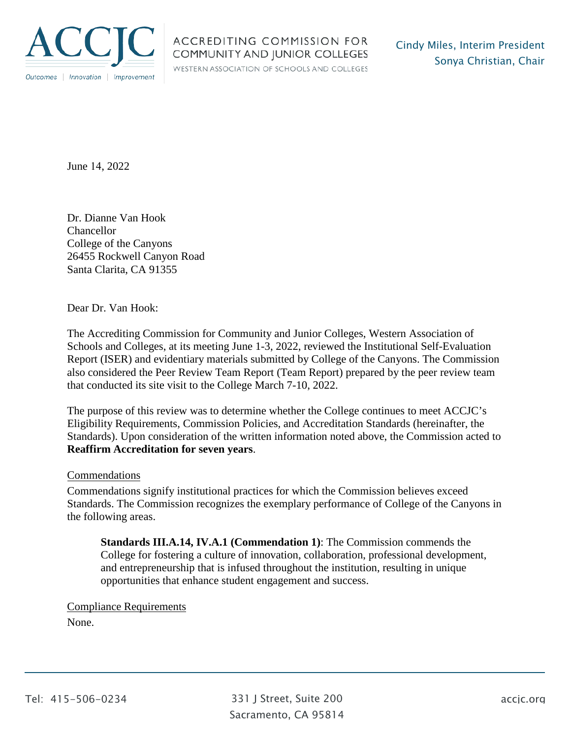ACCREDITING COMMISSION FOR COMMUNITY AND JUNIOR COLLEGES
WESTERN ASSOCIATION OF SCHOOLS AND COLLEGES

Cindy Miles, Interim President
Sonya Christian, Chair

June 14, 2022

Dr. Dianne Van Hook
Chancellor
College of the Canyons
26455 Rockwell Canyon Road
Santa Clarita, CA 91355

Dear Dr. Van Hook:

The Accrediting Commission for Community and Junior Colleges, Western Association of Schools and Colleges, at its meeting June 1-3, 2022, reviewed the Institutional Self-Evaluation Report (ISER) and evidentiary materials submitted by College of the Canyons. The Commission also considered the Peer Review Team Report (Team Report) prepared by the peer review team that conducted its site visit to the College March 7-10, 2022.

The purpose of this review was to determine whether the College continues to meet ACCJC's Eligibility Requirements, Commission Policies, and Accreditation Standards (hereinafter, the Standards). Upon consideration of the written information noted above, the Commission acted to **Reaffirm Accreditation for seven years**.

Commendations

Commendations signify institutional practices for which the Commission believes exceed Standards. The Commission recognizes the exemplary performance of College of the Canyons in the following areas.

> **Standards III.A.14, IV.A.1 (Commendation 1)**: The Commission commends the College for fostering a culture of innovation, collaboration, professional development, and entrepreneurship that is infused throughout the institution, resulting in unique opportunities that enhance student engagement and success.

Compliance Requirements

None.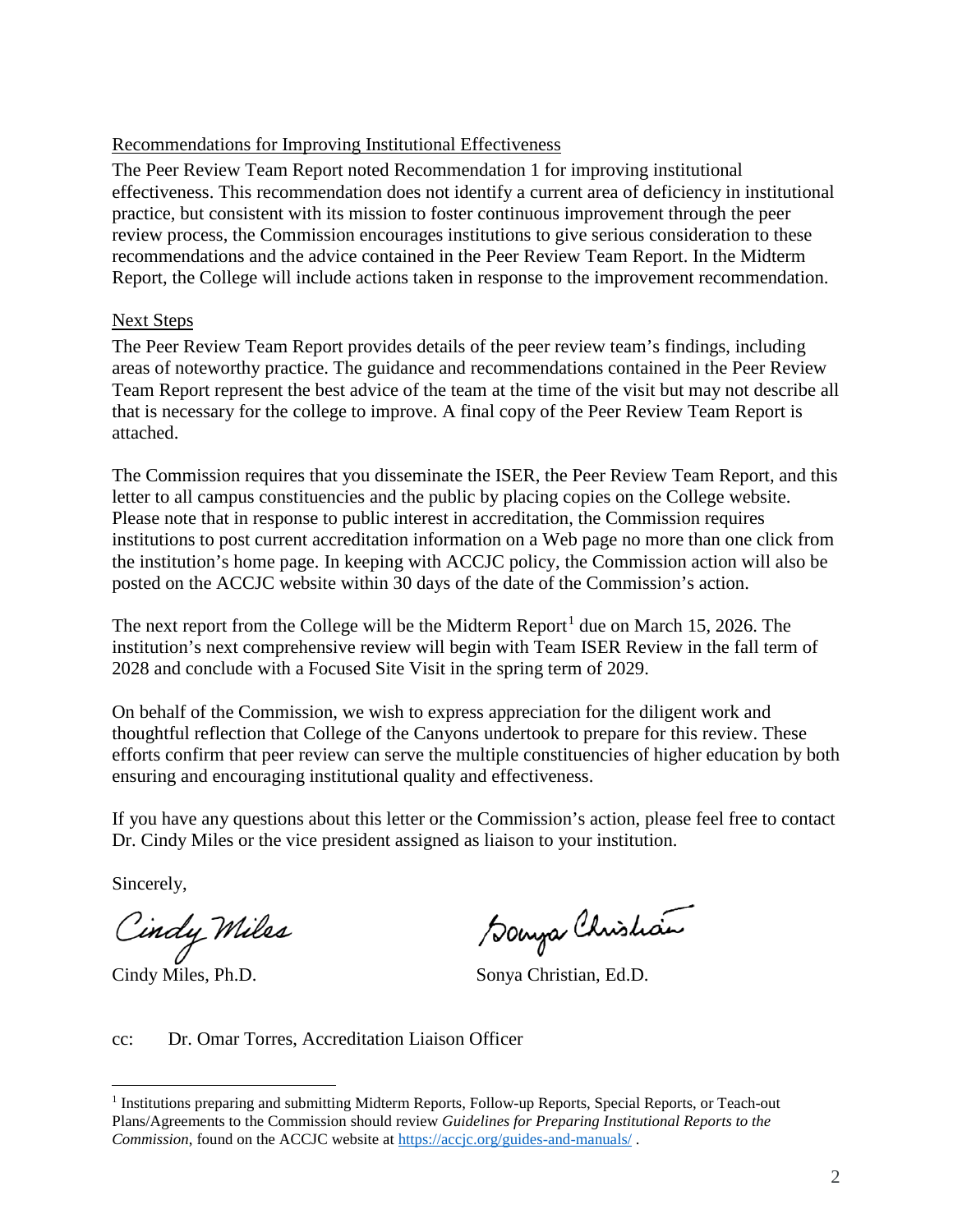Recommendations for Improving Institutional Effectiveness

The Peer Review Team Report noted Recommendation 1 for improving institutional effectiveness. This recommendation does not identify a current area of deficiency in institutional practice, but consistent with its mission to foster continuous improvement through the peer review process, the Commission encourages institutions to give serious consideration to these recommendations and the advice contained in the Peer Review Team Report. In the Midterm Report, the College will include actions taken in response to the improvement recommendation.

Next Steps

The Peer Review Team Report provides details of the peer review team's findings, including areas of noteworthy practice. The guidance and recommendations contained in the Peer Review Team Report represent the best advice of the team at the time of the visit but may not describe all that is necessary for the college to improve. A final copy of the Peer Review Team Report is attached.

The Commission requires that you disseminate the ISER, the Peer Review Team Report, and this letter to all campus constituencies and the public by placing copies on the College website. Please note that in response to public interest in accreditation, the Commission requires institutions to post current accreditation information on a Web page no more than one click from the institution's home page. In keeping with ACCJC policy, the Commission action will also be posted on the ACCJC website within 30 days of the date of the Commission's action.

The next report from the College will be the Midterm Report[1] due on March 15, 2026. The institution's next comprehensive review will begin with Team ISER Review in the fall term of 2028 and conclude with a Focused Site Visit in the spring term of 2029.

On behalf of the Commission, we wish to express appreciation for the diligent work and thoughtful reflection that College of the Canyons undertook to prepare for this review. These efforts confirm that peer review can serve the multiple constituencies of higher education by both ensuring and encouraging institutional quality and effectiveness.

If you have any questions about this letter or the Commission's action, please feel free to contact Dr. Cindy Miles or the vice president assigned as liaison to your institution.

Sincerely,

Cindy Miles, Ph.D.

Sonya Christian, Ed.D.

cc: Dr. Omar Torres, Accreditation Liaison Officer

[1] Institutions preparing and submitting Midterm Reports, Follow-up Reports, Special Reports, or Teach-out Plans/Agreements to the Commission should review *Guidelines for Preparing Institutional Reports to the Commission*, found on the ACCJC website at https://accjc.org/guides-and-manuals/ .